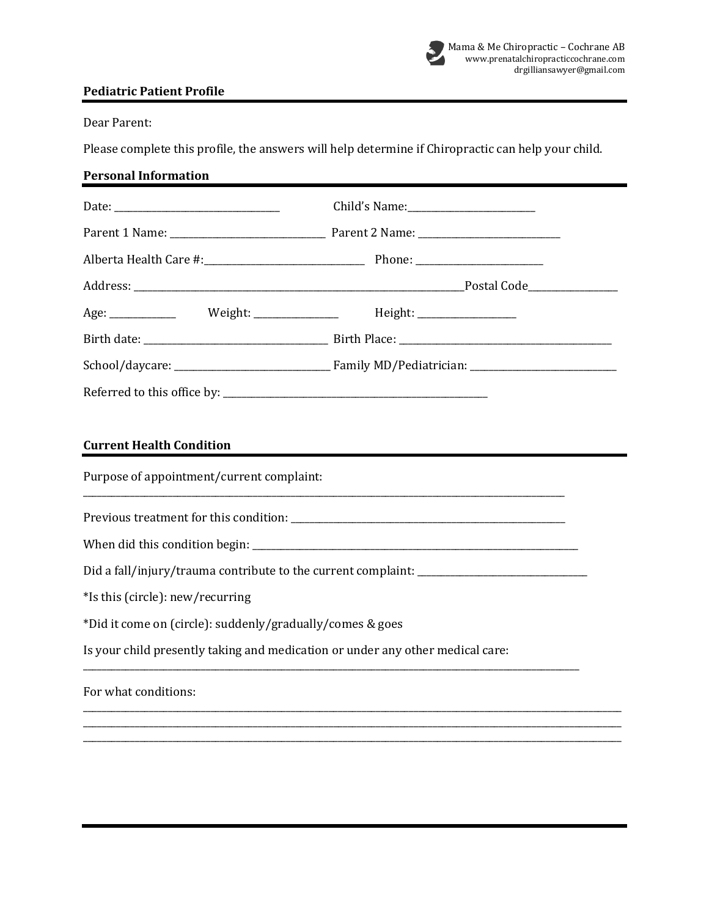Mama & Me Chiropractic – Cochrane AB
www.prenatalchiropracticcochrane.com
drgilliansawyer@gmail.com

## Pediatric Patient Profile

Dear Parent:

Please complete this profile, the answers will help determine if Chiropractic can help your child.

## Personal Information

Date: ______________________________ Child's Name: ________________________

Parent 1 Name: ____________________________ Parent 2 Name: __________________________

Alberta Health Care #: ____________________________ Phone: _______________________

Address: _____________________________________________________________ Postal Code _________________

Age: ___________ Weight: ______________ Height: __________________

Birth date: __________________________________ Birth Place: ________________________________________

School/daycare: ____________________________ Family MD/Pediatrician: ___________________________

Referred to this office by: __________________________________________________

## Current Health Condition

Purpose of appointment/current complaint:
____________________________________________________________________________________________

Previous treatment for this condition: ____________________________________________________

When did this condition begin: ____________________________________________________________

Did a fall/injury/trauma contribute to the current complaint: ________________________________

*Is this (circle): new/recurring

*Did it come on (circle): suddenly/gradually/comes & goes

Is your child presently taking and medication or under any other medical care:
______________________________________________________________________________________________

For what conditions:
______________________________________________________________________________________________
______________________________________________________________________________________________
______________________________________________________________________________________________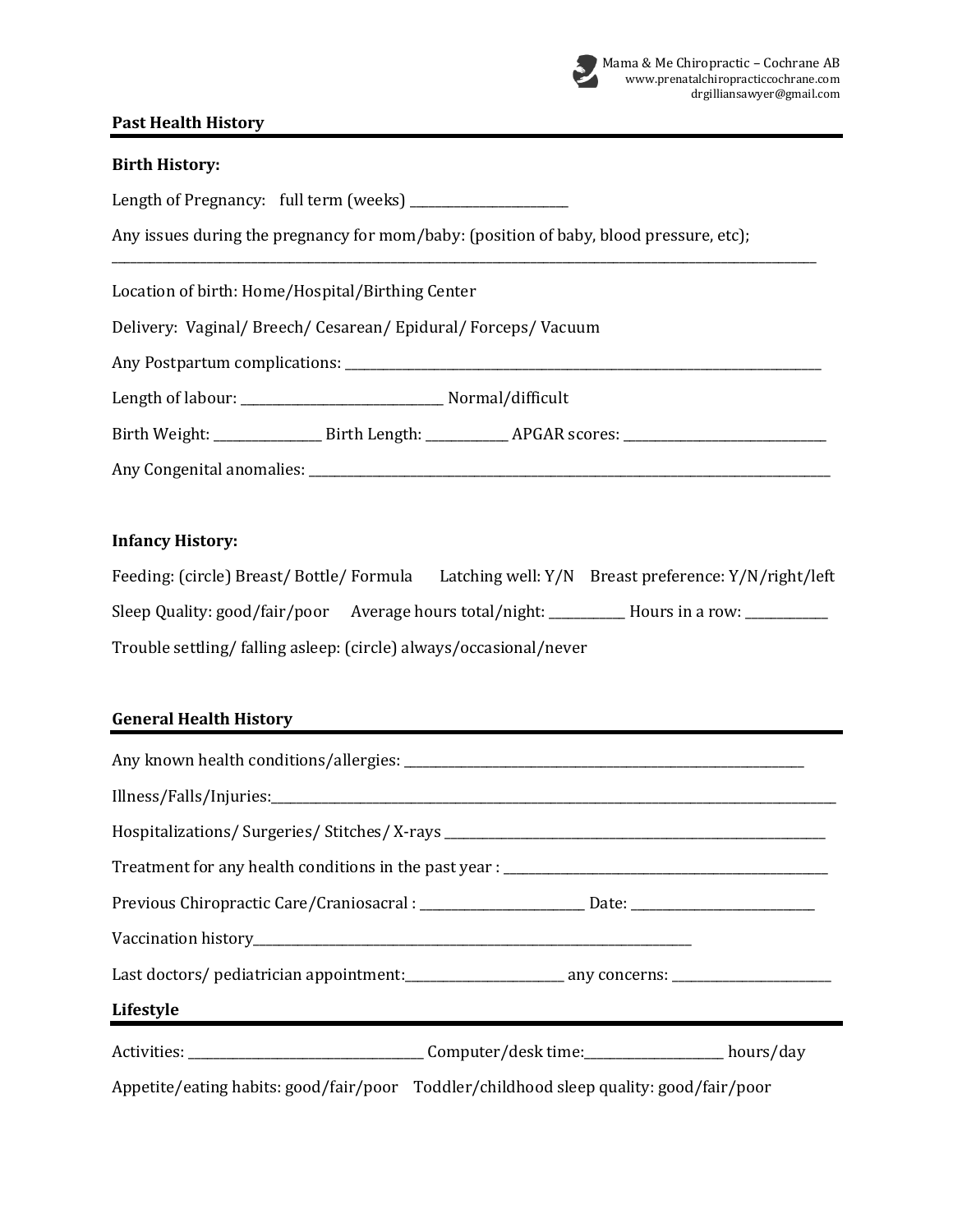## Past Health History

### Birth History:

Length of Pregnancy: full term (weeks) ________________________

Any issues during the pregnancy for mom/baby: (position of baby, blood pressure, etc);
______________________________________________________________________________________________________

Location of birth: Home/Hospital/Birthing Center

Delivery: Vaginal/ Breech/ Cesarean/ Epidural/ Forceps/ Vacuum

Any Postpartum complications: ______________________________________________________________________

Length of labour: ______________________________ Normal/difficult

Birth Weight: _______________ Birth Length: ____________ APGAR scores: ______________________________

Any Congenital anomalies: ___________________________________________________________________________

### Infancy History:

Feeding: (circle) Breast/ Bottle/ Formula Latching well: Y/N Breast preference: Y/N/right/left

Sleep Quality: good/fair/poor Average hours total/night: ___________ Hours in a row: ____________

Trouble settling/ falling asleep: (circle) always/occasional/never

## General Health History

Any known health conditions/allergies: ___________________________________________________________

Illness/Falls/Injuries:_________________________________________________________________________________

Hospitalizations/ Surgeries/ Stitches/ X-rays _________________________________________________________

Treatment for any health conditions in the past year : _____________________________________________

Previous Chiropractic Care/Craniosacral : ________________________ Date: __________________________

Vaccination history______________________________________________________________________

Last doctors/ pediatrician appointment:_______________________ any concerns: _______________________

## Lifestyle

Activities: ___________________________________ Computer/desk time:____________________ hours/day

Appetite/eating habits: good/fair/poor Toddler/childhood sleep quality: good/fair/poor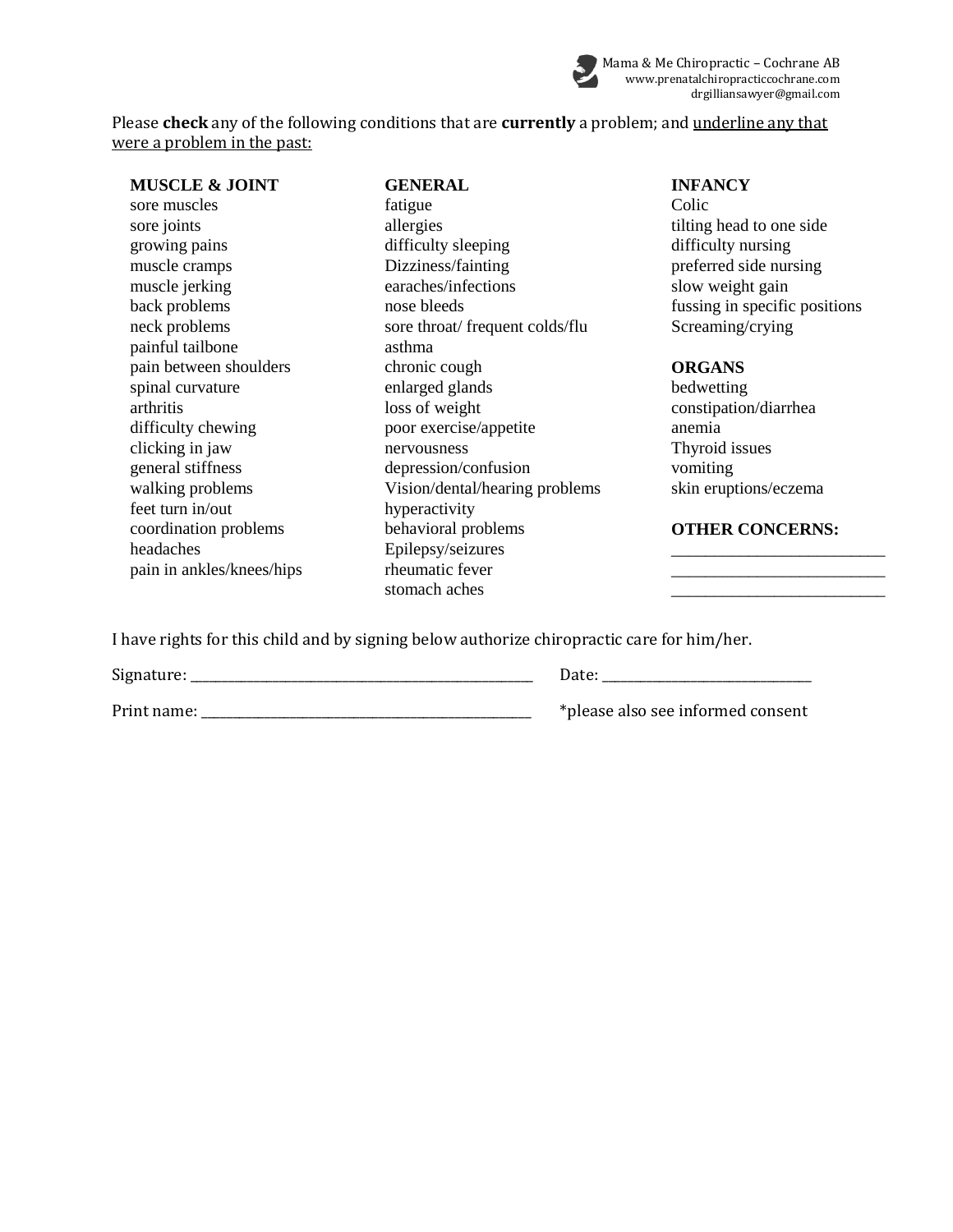Please **check** any of the following conditions that are **currently** a problem; and <u>underline any that were a problem in the past:</u>

**MUSCLE & JOINT**
- sore muscles
- sore joints
- growing pains
- muscle cramps
- muscle jerking
- back problems
- neck problems
- painful tailbone
- pain between shoulders
- spinal curvature
- arthritis
- difficulty chewing
- clicking in jaw
- general stiffness
- walking problems
- feet turn in/out
- coordination problems
- headaches
- pain in ankles/knees/hips

**GENERAL**
- fatigue
- allergies
- difficulty sleeping
- Dizziness/fainting
- earaches/infections
- nose bleeds
- sore throat/ frequent colds/flu
- asthma
- chronic cough
- enlarged glands
- loss of weight
- poor exercise/appetite
- nervousness
- depression/confusion
- Vision/dental/hearing problems
- hyperactivity
- behavioral problems
- Epilepsy/seizures
- rheumatic fever
- stomach aches

**INFANCY**
- Colic
- tilting head to one side
- difficulty nursing
- preferred side nursing
- slow weight gain
- fussing in specific positions
- Screaming/crying

**ORGANS**
- bedwetting
- constipation/diarrhea
- anemia
- Thyroid issues
- vomiting
- skin eruptions/eczema

**OTHER CONCERNS:**

__________________________

__________________________

__________________________

I have rights for this child and by signing below authorize chiropractic care for him/her.

Signature: ______________________________ Date: ____________________

Print name: ______________________________ *please also see informed consent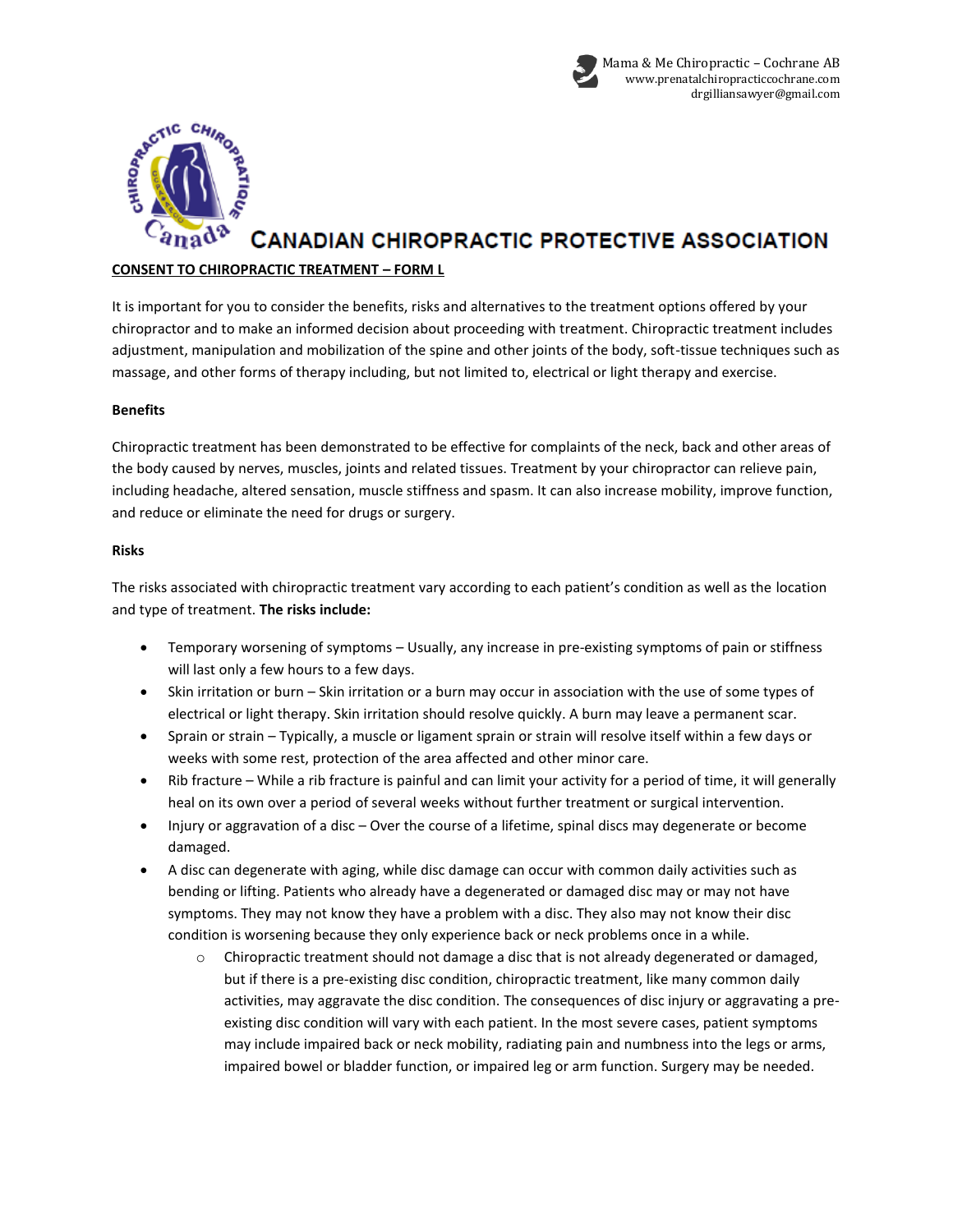Mama & Me Chiropractic – Cochrane AB
www.prenatalchiropracticcochrane.com
drgilliansawyer@gmail.com

# CANADIAN CHIROPRACTIC PROTECTIVE ASSOCIATION

**CONSENT TO CHIROPRACTIC TREATMENT – FORM L**

It is important for you to consider the benefits, risks and alternatives to the treatment options offered by your chiropractor and to make an informed decision about proceeding with treatment. Chiropractic treatment includes adjustment, manipulation and mobilization of the spine and other joints of the body, soft-tissue techniques such as massage, and other forms of therapy including, but not limited to, electrical or light therapy and exercise.

**Benefits**

Chiropractic treatment has been demonstrated to be effective for complaints of the neck, back and other areas of the body caused by nerves, muscles, joints and related tissues. Treatment by your chiropractor can relieve pain, including headache, altered sensation, muscle stiffness and spasm. It can also increase mobility, improve function, and reduce or eliminate the need for drugs or surgery.

**Risks**

The risks associated with chiropractic treatment vary according to each patient's condition as well as the location and type of treatment. **The risks include:**

- Temporary worsening of symptoms – Usually, any increase in pre-existing symptoms of pain or stiffness will last only a few hours to a few days.
- Skin irritation or burn – Skin irritation or a burn may occur in association with the use of some types of electrical or light therapy. Skin irritation should resolve quickly. A burn may leave a permanent scar.
- Sprain or strain – Typically, a muscle or ligament sprain or strain will resolve itself within a few days or weeks with some rest, protection of the area affected and other minor care.
- Rib fracture – While a rib fracture is painful and can limit your activity for a period of time, it will generally heal on its own over a period of several weeks without further treatment or surgical intervention.
- Injury or aggravation of a disc – Over the course of a lifetime, spinal discs may degenerate or become damaged.
- A disc can degenerate with aging, while disc damage can occur with common daily activities such as bending or lifting. Patients who already have a degenerated or damaged disc may or may not have symptoms. They may not know they have a problem with a disc. They also may not know their disc condition is worsening because they only experience back or neck problems once in a while.
    - Chiropractic treatment should not damage a disc that is not already degenerated or damaged, but if there is a pre-existing disc condition, chiropractic treatment, like many common daily activities, may aggravate the disc condition. The consequences of disc injury or aggravating a pre-existing disc condition will vary with each patient. In the most severe cases, patient symptoms may include impaired back or neck mobility, radiating pain and numbness into the legs or arms, impaired bowel or bladder function, or impaired leg or arm function. Surgery may be needed.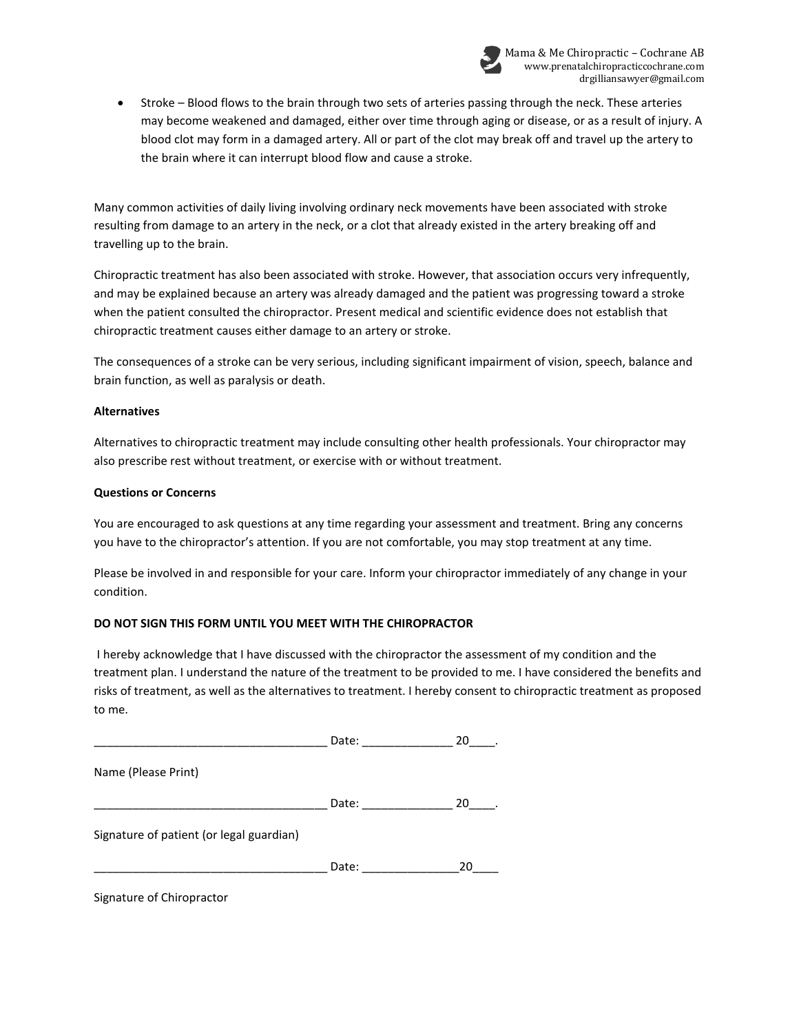- Stroke – Blood flows to the brain through two sets of arteries passing through the neck. These arteries may become weakened and damaged, either over time through aging or disease, or as a result of injury. A blood clot may form in a damaged artery. All or part of the clot may break off and travel up the artery to the brain where it can interrupt blood flow and cause a stroke.

Many common activities of daily living involving ordinary neck movements have been associated with stroke resulting from damage to an artery in the neck, or a clot that already existed in the artery breaking off and travelling up to the brain.

Chiropractic treatment has also been associated with stroke. However, that association occurs very infrequently, and may be explained because an artery was already damaged and the patient was progressing toward a stroke when the patient consulted the chiropractor. Present medical and scientific evidence does not establish that chiropractic treatment causes either damage to an artery or stroke.

The consequences of a stroke can be very serious, including significant impairment of vision, speech, balance and brain function, as well as paralysis or death.

**Alternatives**

Alternatives to chiropractic treatment may include consulting other health professionals. Your chiropractor may also prescribe rest without treatment, or exercise with or without treatment.

**Questions or Concerns**

You are encouraged to ask questions at any time regarding your assessment and treatment. Bring any concerns you have to the chiropractor's attention. If you are not comfortable, you may stop treatment at any time.

Please be involved in and responsible for your care. Inform your chiropractor immediately of any change in your condition.

**DO NOT SIGN THIS FORM UNTIL YOU MEET WITH THE CHIROPRACTOR**

I hereby acknowledge that I have discussed with the chiropractor the assessment of my condition and the treatment plan. I understand the nature of the treatment to be provided to me. I have considered the benefits and risks of treatment, as well as the alternatives to treatment. I hereby consent to chiropractic treatment as proposed to me.

____________________________________ Date: ______________ 20____.

Name (Please Print)

____________________________________ Date: ______________ 20____.

Signature of patient (or legal guardian)

____________________________________ Date: _______________20____

Signature of Chiropractor